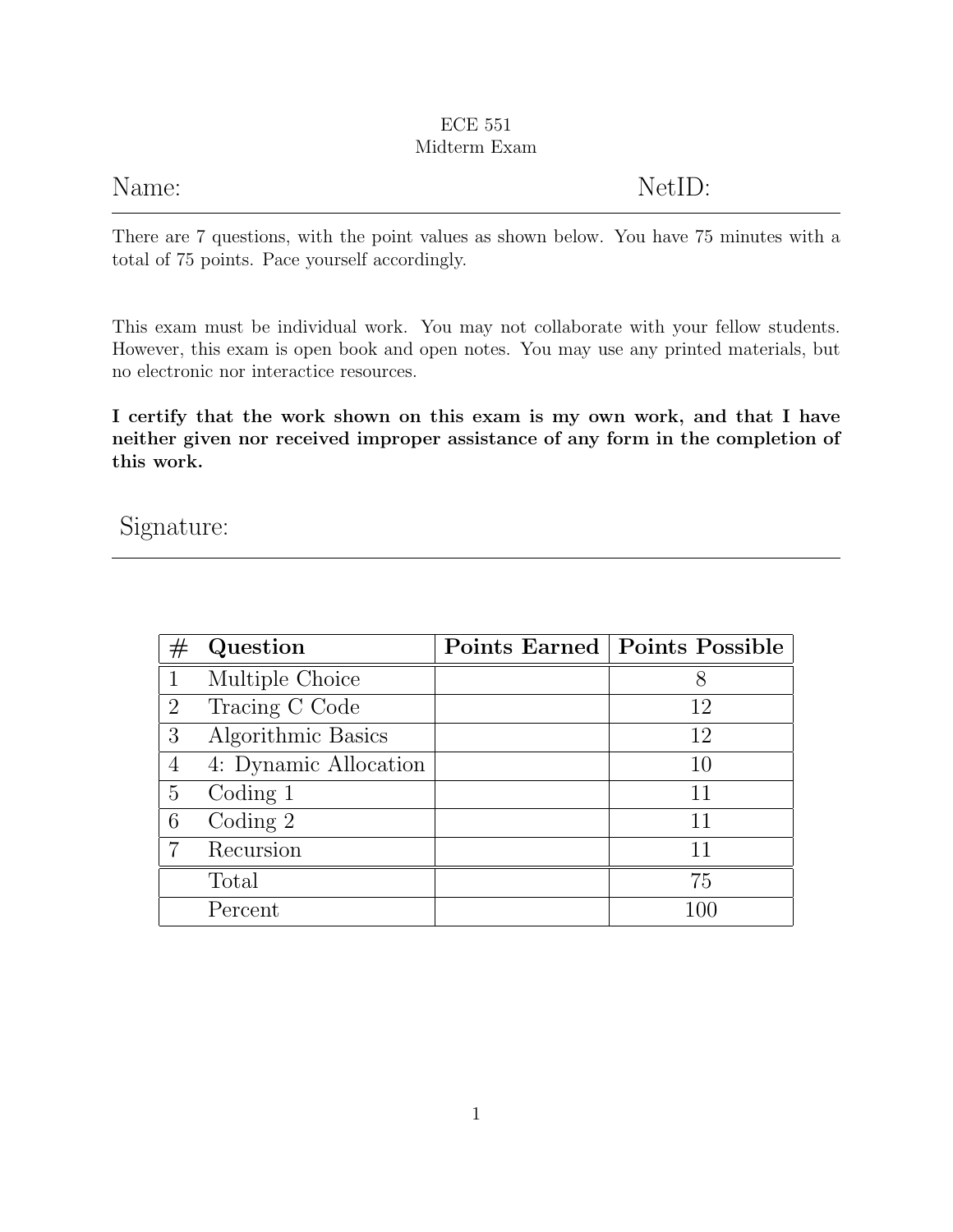ECE 551

Midterm Exam

Name: NetID:

---

There are 7 questions, with the point values as shown below. You have 75 minutes with a total of 75 points. Pace yourself accordingly.

This exam must be individual work. You may not collaborate with your fellow students. However, this exam is open book and open notes. You may use any printed materials, but no electronic nor interactice resources.

**I certify that the work shown on this exam is my own work, and that I have neither given nor received improper assistance of any form in the completion of this work.**

Signature:

---

| # | Question | Points Earned | Points Possible |
|---|---|---|---|
| 1 | Multiple Choice | | 8 |
| 2 | Tracing C Code | | 12 |
| 3 | Algorithmic Basics | | 12 |
| 4 | 4: Dynamic Allocation | | 10 |
| 5 | Coding 1 | | 11 |
| 6 | Coding 2 | | 11 |
| 7 | Recursion | | 11 |
| | Total | | 75 |
| | Percent | | 100 |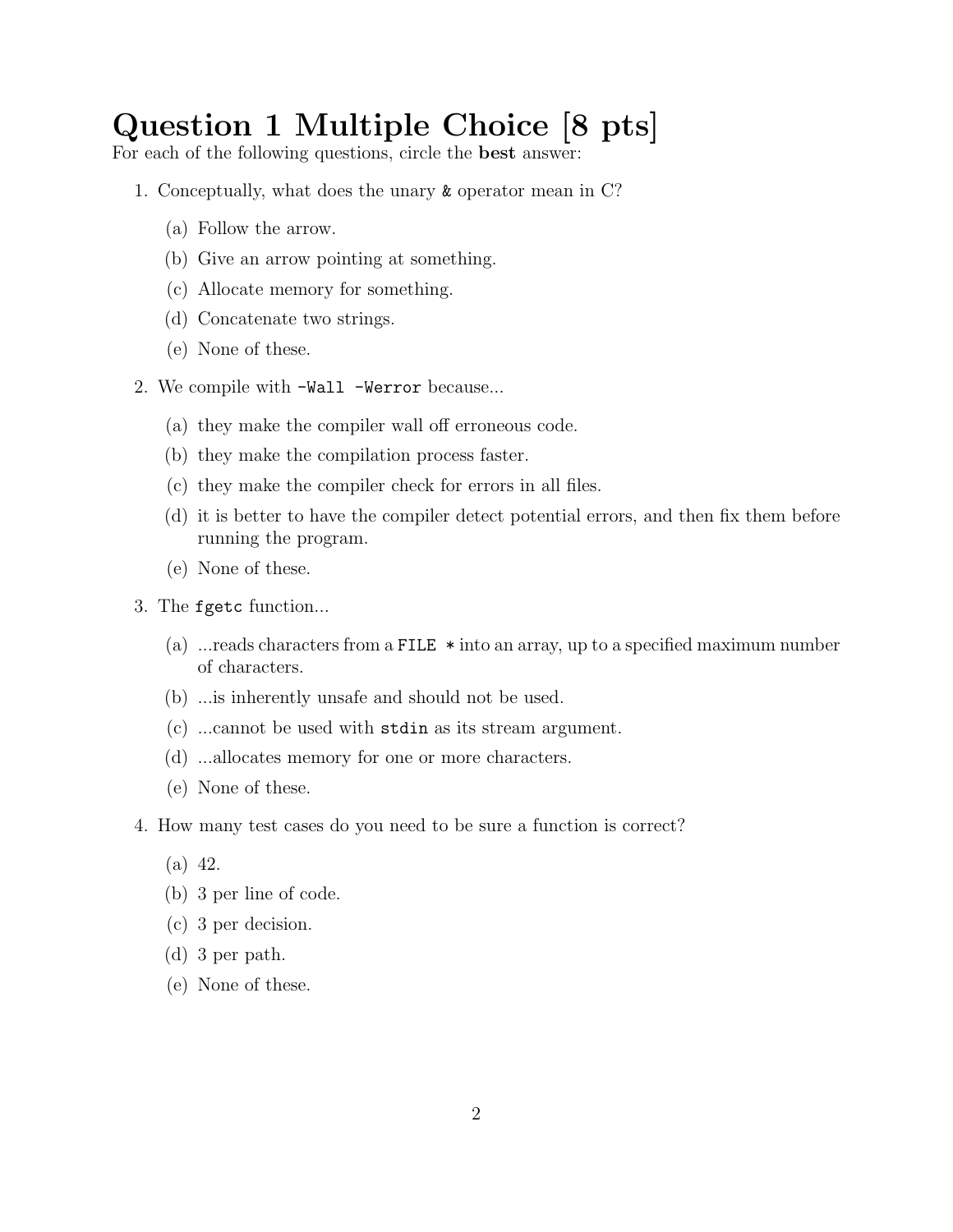# Question 1 Multiple Choice [8 pts]

For each of the following questions, circle the **best** answer:

1. Conceptually, what does the unary `&` operator mean in C?
   (a) Follow the arrow.
   (b) Give an arrow pointing at something.
   (c) Allocate memory for something.
   (d) Concatenate two strings.
   (e) None of these.

2. We compile with `-Wall -Werror` because...
   (a) they make the compiler wall off erroneous code.
   (b) they make the compilation process faster.
   (c) they make the compiler check for errors in all files.
   (d) it is better to have the compiler detect potential errors, and then fix them before running the program.
   (e) None of these.

3. The `fgetc` function...
   (a) ...reads characters from a `FILE *` into an array, up to a specified maximum number of characters.
   (b) ...is inherently unsafe and should not be used.
   (c) ...cannot be used with `stdin` as its stream argument.
   (d) ...allocates memory for one or more characters.
   (e) None of these.

4. How many test cases do you need to be sure a function is correct?
   (a) 42.
   (b) 3 per line of code.
   (c) 3 per decision.
   (d) 3 per path.
   (e) None of these.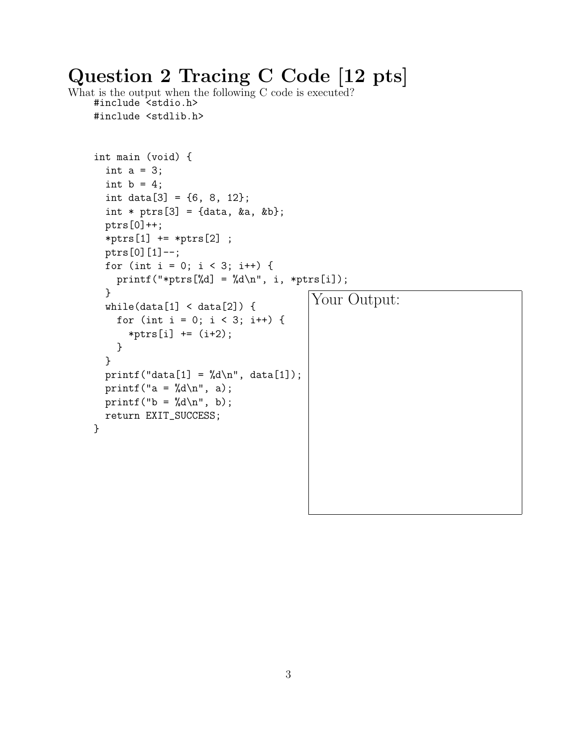# Question 2 Tracing C Code [12 pts]

What is the output when the following C code is executed?

```
#include <stdio.h>
#include <stdlib.h>


int main (void) {
  int a = 3;
  int b = 4;
  int data[3] = {6, 8, 12};
  int * ptrs[3] = {data, &a, &b};
  ptrs[0]++;
  *ptrs[1] += *ptrs[2] ;
  ptrs[0][1]--;
  for (int i = 0; i < 3; i++) {
    printf("*ptrs[%d] = %d\n", i, *ptrs[i]);
  }
  while(data[1] < data[2]) {
    for (int i = 0; i < 3; i++) {
      *ptrs[i] += (i+2);
    }
  }
  printf("data[1] = %d\n", data[1]);
  printf("a = %d\n", a);
  printf("b = %d\n", b);
  return EXIT_SUCCESS;
}
```

Your Output: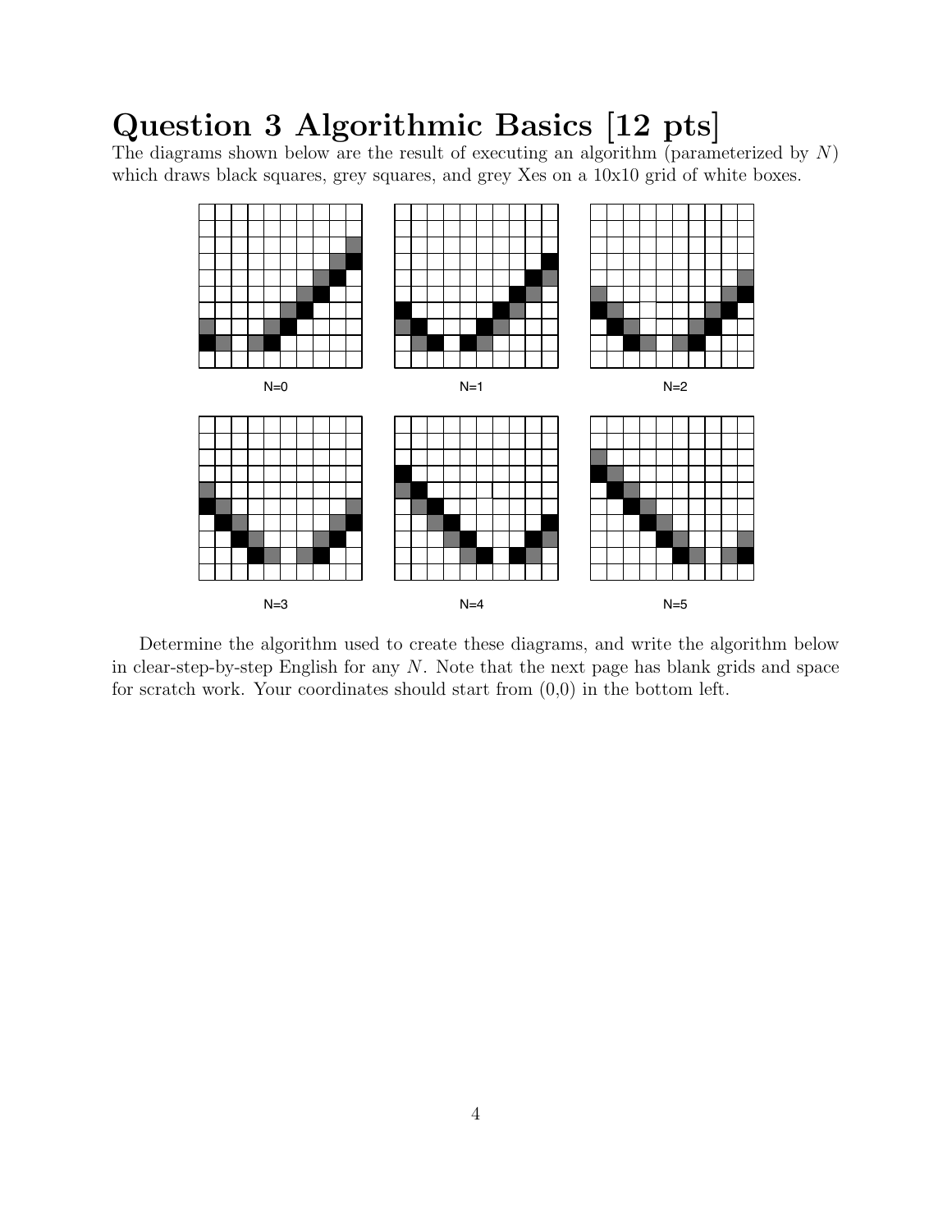# Question 3 Algorithmic Basics [12 pts]

The diagrams shown below are the result of executing an algorithm (parameterized by $N$) which draws black squares, grey squares, and grey Xes on a 10x10 grid of white boxes.

N=0

N=1

N=2

N=3

N=4

N=5

Determine the algorithm used to create these diagrams, and write the algorithm below in clear-step-by-step English for any $N$. Note that the next page has blank grids and space for scratch work. Your coordinates should start from (0,0) in the bottom left.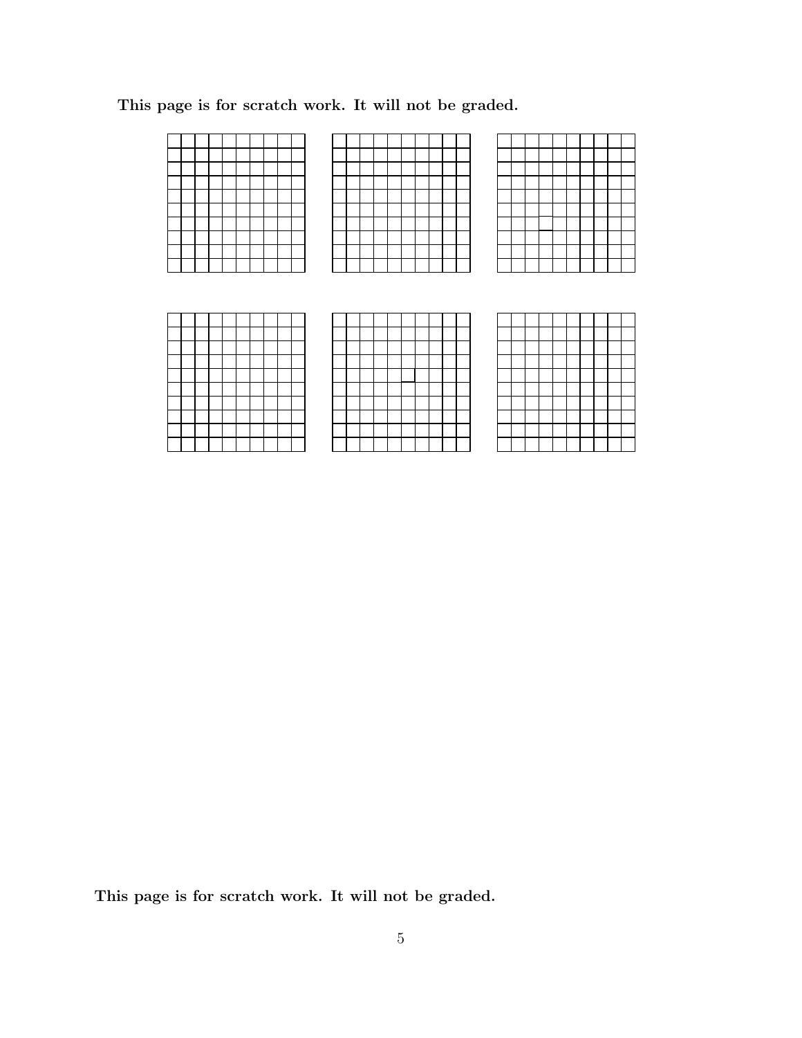**This page is for scratch work. It will not be graded.**

**This page is for scratch work. It will not be graded.**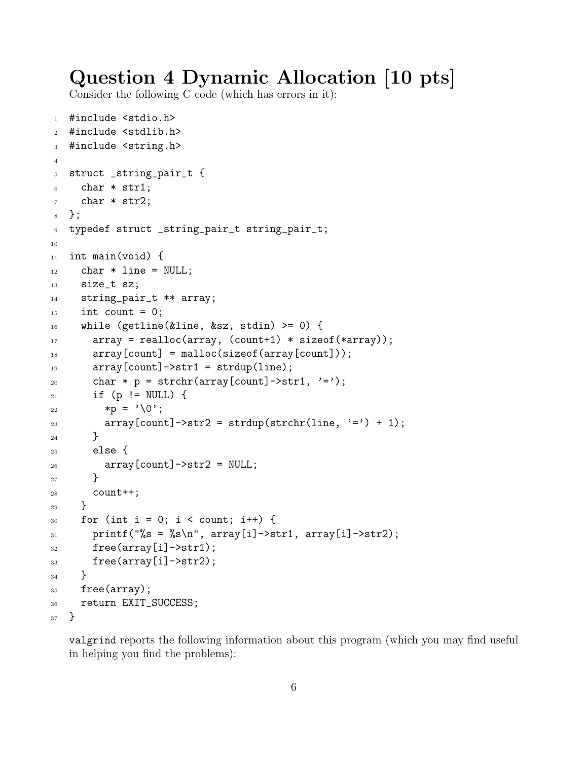# Question 4 Dynamic Allocation [10 pts]

Consider the following C code (which has errors in it):

```
1  #include <stdio.h>
2  #include <stdlib.h>
3  #include <string.h>
4
5  struct _string_pair_t {
6    char * str1;
7    char * str2;
8  };
9  typedef struct _string_pair_t string_pair_t;
10
11 int main(void) {
12   char * line = NULL;
13   size_t sz;
14   string_pair_t ** array;
15   int count = 0;
16   while (getline(&line, &sz, stdin) >= 0) {
17     array = realloc(array, (count+1) * sizeof(*array));
18     array[count] = malloc(sizeof(array[count]));
19     array[count]->str1 = strdup(line);
20     char * p = strchr(array[count]->str1, '=');
21     if (p != NULL) {
22       *p = '\0';
23       array[count]->str2 = strdup(strchr(line, '=') + 1);
24     }
25     else {
26       array[count]->str2 = NULL;
27     }
28     count++;
29   }
30   for (int i = 0; i < count; i++) {
31     printf("%s = %s\n", array[i]->str1, array[i]->str2);
32     free(array[i]->str1);
33     free(array[i]->str2);
34   }
35   free(array);
36   return EXIT_SUCCESS;
37 }
```

valgrind reports the following information about this program (which you may find useful in helping you find the problems):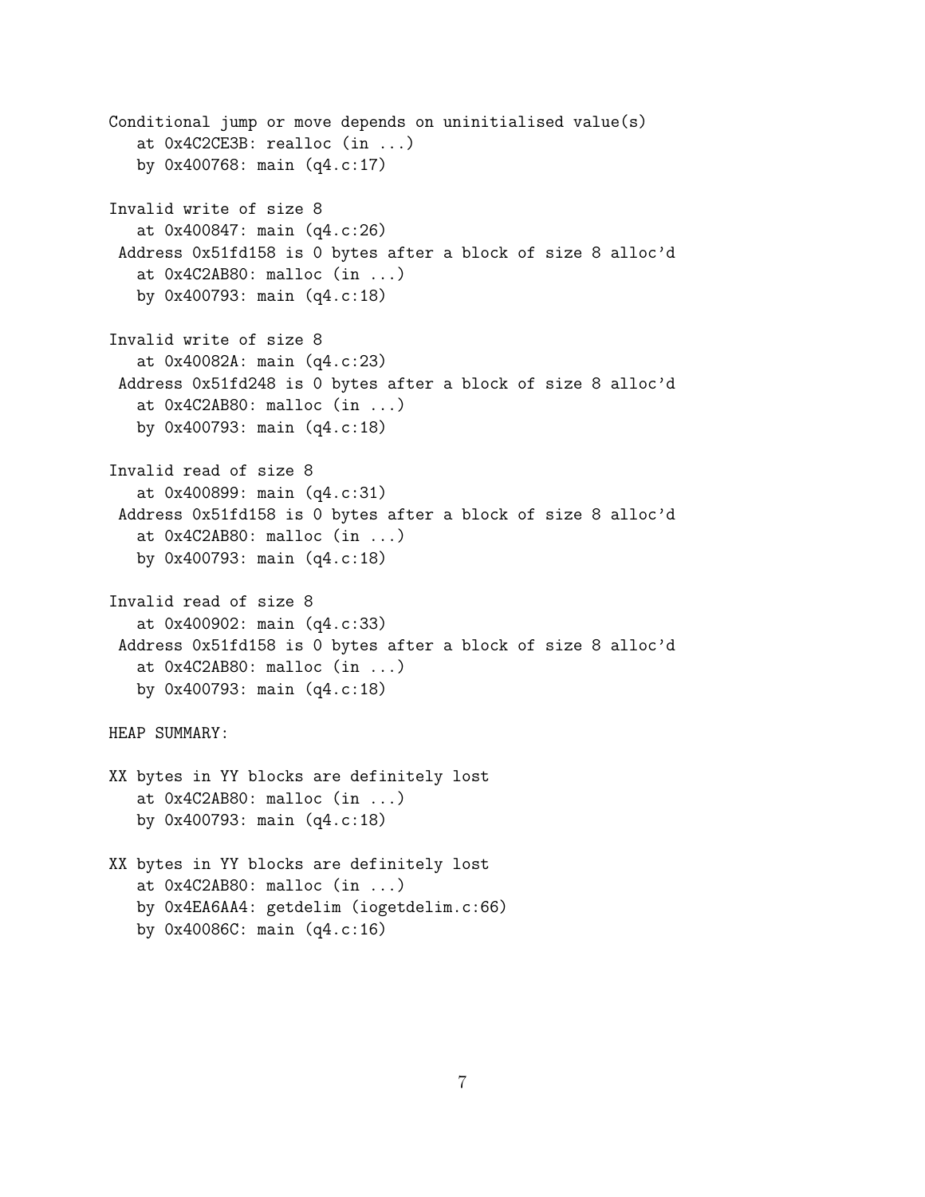```
Conditional jump or move depends on uninitialised value(s)
   at 0x4C2CE3B: realloc (in ...)
   by 0x400768: main (q4.c:17)

Invalid write of size 8
   at 0x400847: main (q4.c:26)
 Address 0x51fd158 is 0 bytes after a block of size 8 alloc'd
   at 0x4C2AB80: malloc (in ...)
   by 0x400793: main (q4.c:18)

Invalid write of size 8
   at 0x40082A: main (q4.c:23)
 Address 0x51fd248 is 0 bytes after a block of size 8 alloc'd
   at 0x4C2AB80: malloc (in ...)
   by 0x400793: main (q4.c:18)

Invalid read of size 8
   at 0x400899: main (q4.c:31)
 Address 0x51fd158 is 0 bytes after a block of size 8 alloc'd
   at 0x4C2AB80: malloc (in ...)
   by 0x400793: main (q4.c:18)

Invalid read of size 8
   at 0x400902: main (q4.c:33)
 Address 0x51fd158 is 0 bytes after a block of size 8 alloc'd
   at 0x4C2AB80: malloc (in ...)
   by 0x400793: main (q4.c:18)

HEAP SUMMARY:

XX bytes in YY blocks are definitely lost
   at 0x4C2AB80: malloc (in ...)
   by 0x400793: main (q4.c:18)

XX bytes in YY blocks are definitely lost
   at 0x4C2AB80: malloc (in ...)
   by 0x4EA6AA4: getdelim (iogetdelim.c:66)
   by 0x40086C: main (q4.c:16)
```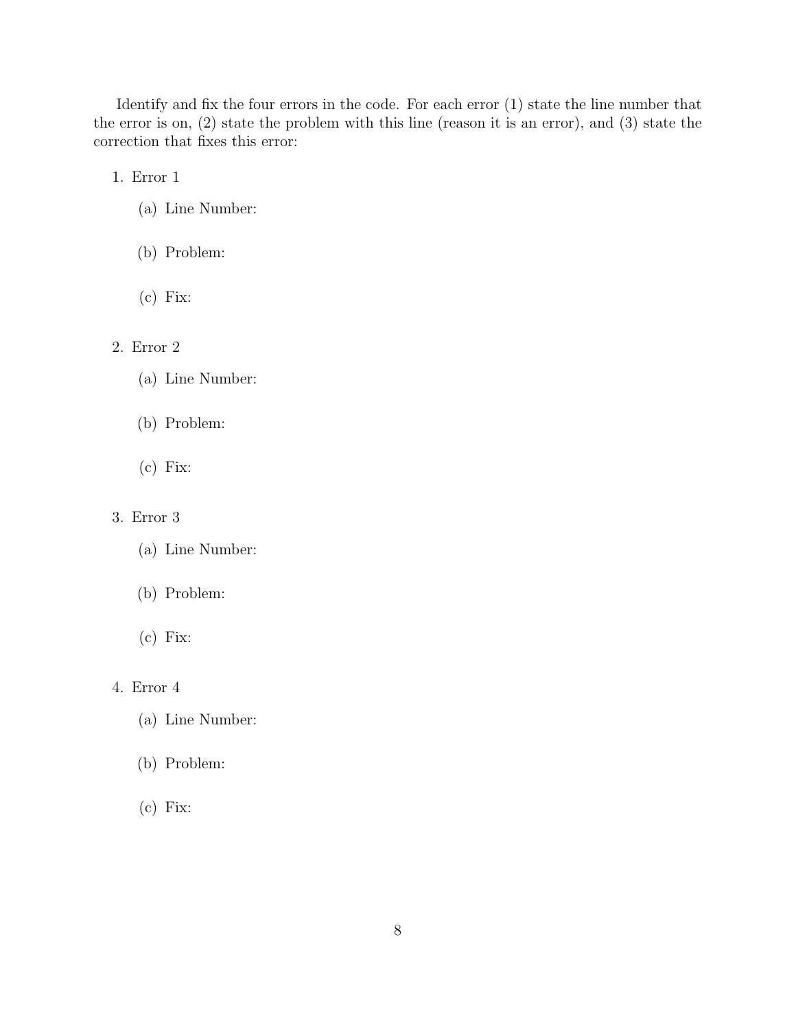Identify and fix the four errors in the code. For each error (1) state the line number that the error is on, (2) state the problem with this line (reason it is an error), and (3) state the correction that fixes this error:

1. Error 1
   (a) Line Number:
   (b) Problem:
   (c) Fix:
2. Error 2
   (a) Line Number:
   (b) Problem:
   (c) Fix:
3. Error 3
   (a) Line Number:
   (b) Problem:
   (c) Fix:
4. Error 4
   (a) Line Number:
   (b) Problem:
   (c) Fix: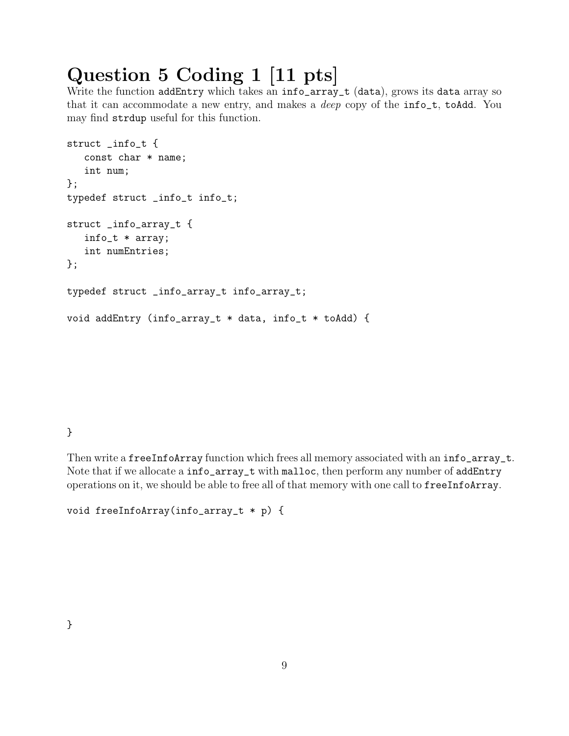# Question 5 Coding 1 [11 pts]

Write the function `addEntry` which takes an `info_array_t` (`data`), grows its `data` array so that it can accommodate a new entry, and makes a *deep* copy of the `info_t`, `toAdd`. You may find `strdup` useful for this function.

```
struct _info_t {
   const char * name;
   int num;
};
typedef struct _info_t info_t;

struct _info_array_t {
   info_t * array;
   int numEntries;
};

typedef struct _info_array_t info_array_t;

void addEntry (info_array_t * data, info_t * toAdd) {







}
```

Then write a `freeInfoArray` function which frees all memory associated with an `info_array_t`. Note that if we allocate a `info_array_t` with `malloc`, then perform any number of `addEntry` operations on it, we should be able to free all of that memory with one call to `freeInfoArray`.

```
void freeInfoArray(info_array_t * p) {







}
```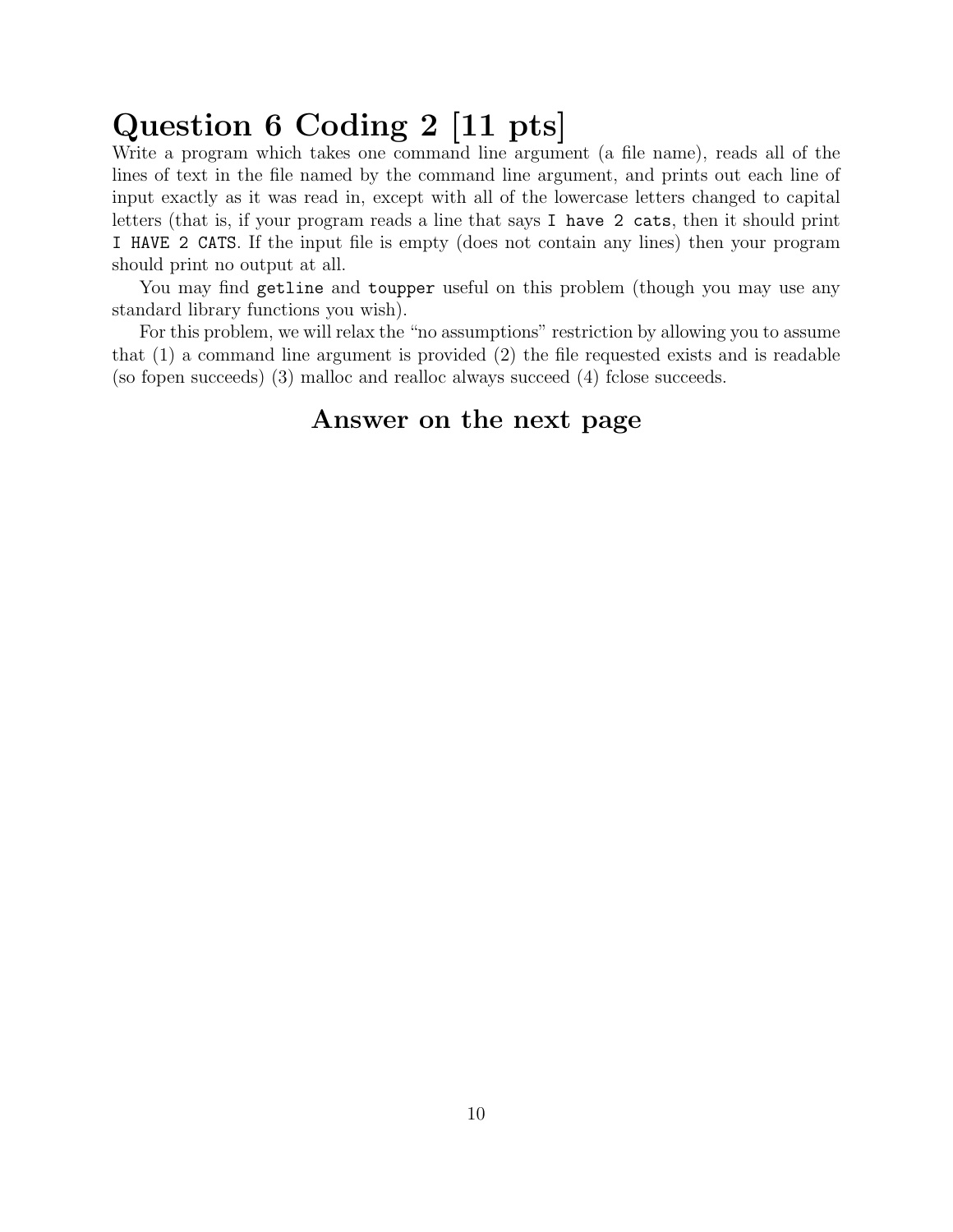# Question 6 Coding 2 [11 pts]

Write a program which takes one command line argument (a file name), reads all of the lines of text in the file named by the command line argument, and prints out each line of input exactly as it was read in, except with all of the lowercase letters changed to capital letters (that is, if your program reads a line that says `I have 2 cats`, then it should print `I HAVE 2 CATS`. If the input file is empty (does not contain any lines) then your program should print no output at all.

You may find `getline` and `toupper` useful on this problem (though you may use any standard library functions you wish).

For this problem, we will relax the "no assumptions" restriction by allowing you to assume that (1) a command line argument is provided (2) the file requested exists and is readable (so fopen succeeds) (3) malloc and realloc always succeed (4) fclose succeeds.

### Answer on the next page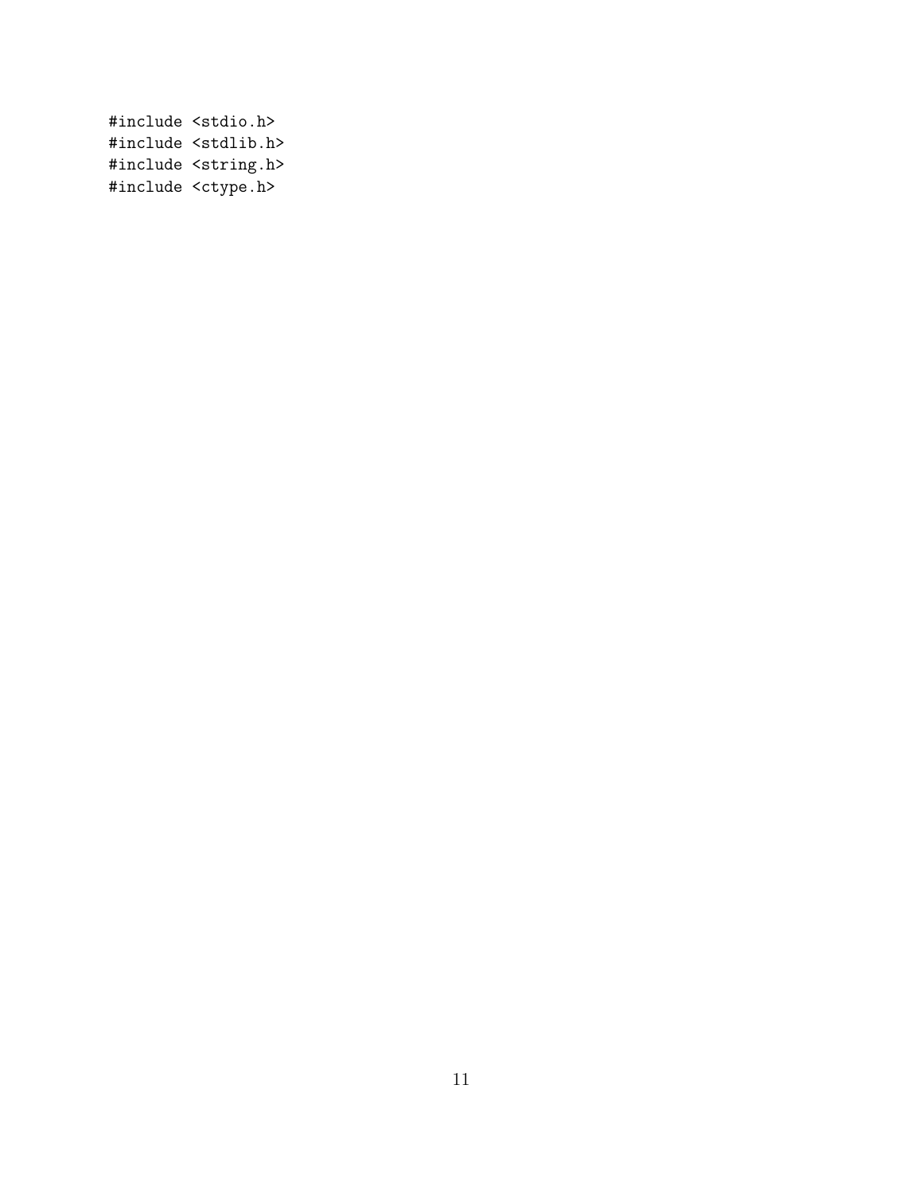```
#include <stdio.h>
#include <stdlib.h>
#include <string.h>
#include <ctype.h>
```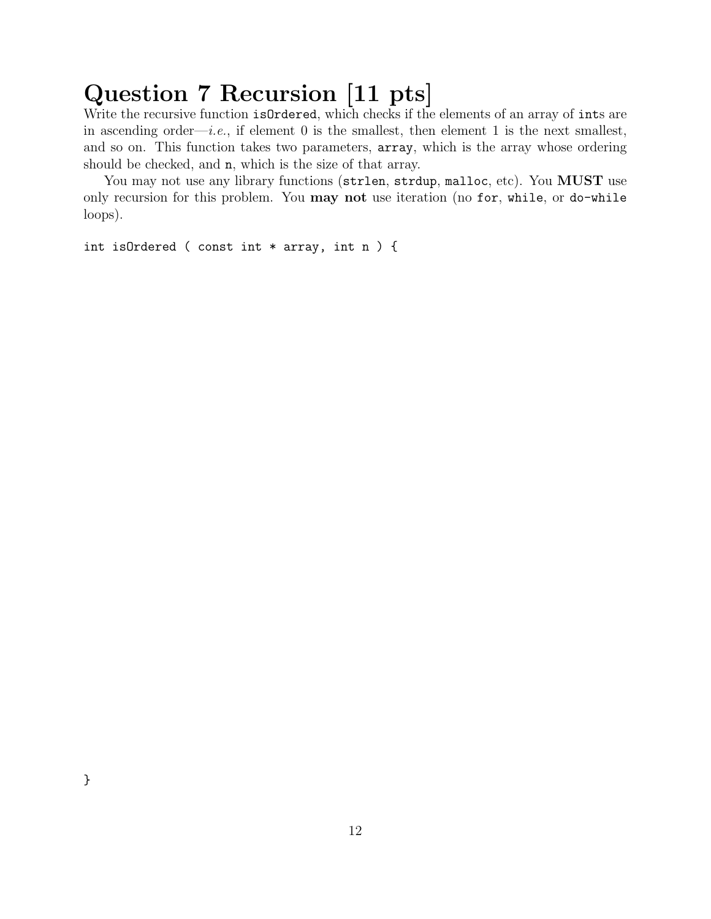# Question 7 Recursion [11 pts]

Write the recursive function `isOrdered`, which checks if the elements of an array of `int`s are in ascending order—*i.e.*, if element 0 is the smallest, then element 1 is the next smallest, and so on. This function takes two parameters, `array`, which is the array whose ordering should be checked, and `n`, which is the size of that array.

You may not use any library functions (`strlen`, `strdup`, `malloc`, etc). You **MUST** use only recursion for this problem. You **may not** use iteration (no `for`, `while`, or `do-while` loops).

```
int isOrdered ( const int * array, int n ) {

}
```